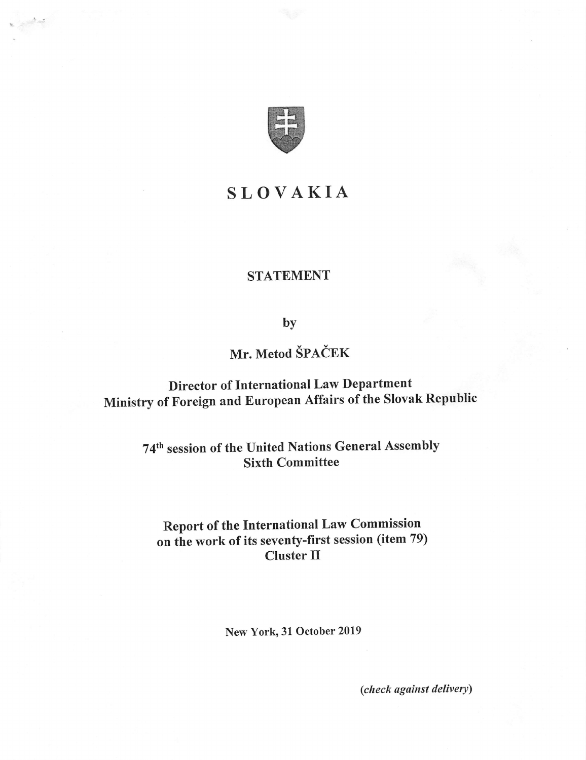# SLOVAKIA

## STATEMENT

by

**Mr. Metod ŠPAČEK**

**Director of International Law Department**
**Ministry of Foreign and European Affairs of the Slovak Republic**

**74th session of the United Nations General Assembly**
**Sixth Committee**

**Report of the International Law Commission**
**on the work of its seventy-first session (item 79)**
**Cluster II**

**New York, 31 October 2019**

***(check against delivery)***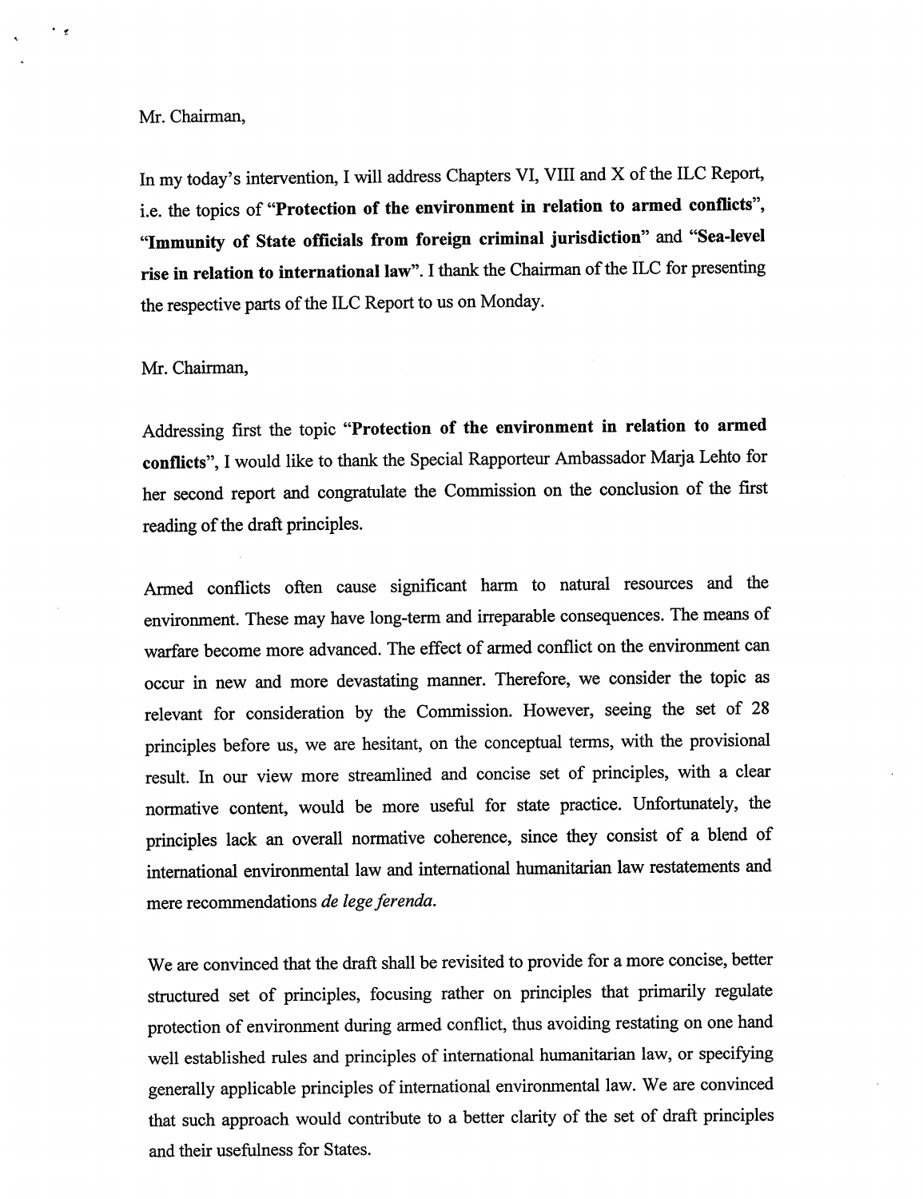Mr. Chairman,

In my today's intervention, I will address Chapters VI, VIII and X of the ILC Report, i.e. the topics of "**Protection of the environment in relation to armed conflicts**", "**Immunity of State officials from foreign criminal jurisdiction**" and "**Sea-level rise in relation to international law**". I thank the Chairman of the ILC for presenting the respective parts of the ILC Report to us on Monday.

Mr. Chairman,

Addressing first the topic "**Protection of the environment in relation to armed conflicts**", I would like to thank the Special Rapporteur Ambassador Marja Lehto for her second report and congratulate the Commission on the conclusion of the first reading of the draft principles.

Armed conflicts often cause significant harm to natural resources and the environment. These may have long-term and irreparable consequences. The means of warfare become more advanced. The effect of armed conflict on the environment can occur in new and more devastating manner. Therefore, we consider the topic as relevant for consideration by the Commission. However, seeing the set of 28 principles before us, we are hesitant, on the conceptual terms, with the provisional result. In our view more streamlined and concise set of principles, with a clear normative content, would be more useful for state practice. Unfortunately, the principles lack an overall normative coherence, since they consist of a blend of international environmental law and international humanitarian law restatements and mere recommendations *de lege ferenda.*

We are convinced that the draft shall be revisited to provide for a more concise, better structured set of principles, focusing rather on principles that primarily regulate protection of environment during armed conflict, thus avoiding restating on one hand well established rules and principles of international humanitarian law, or specifying generally applicable principles of international environmental law. We are convinced that such approach would contribute to a better clarity of the set of draft principles and their usefulness for States.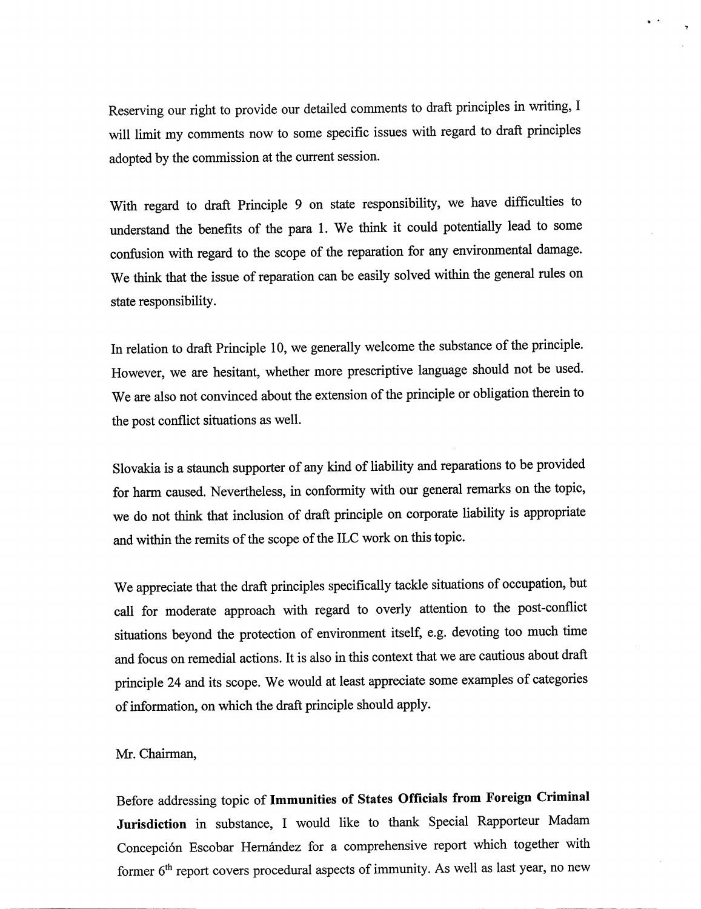Reserving our right to provide our detailed comments to draft principles in writing, I will limit my comments now to some specific issues with regard to draft principles adopted by the commission at the current session.

With regard to draft Principle 9 on state responsibility, we have difficulties to understand the benefits of the para 1. We think it could potentially lead to some confusion with regard to the scope of the reparation for any environmental damage. We think that the issue of reparation can be easily solved within the general rules on state responsibility.

In relation to draft Principle 10, we generally welcome the substance of the principle. However, we are hesitant, whether more prescriptive language should not be used. We are also not convinced about the extension of the principle or obligation therein to the post conflict situations as well.

Slovakia is a staunch supporter of any kind of liability and reparations to be provided for harm caused. Nevertheless, in conformity with our general remarks on the topic, we do not think that inclusion of draft principle on corporate liability is appropriate and within the remits of the scope of the ILC work on this topic.

We appreciate that the draft principles specifically tackle situations of occupation, but call for moderate approach with regard to overly attention to the post-conflict situations beyond the protection of environment itself, e.g. devoting too much time and focus on remedial actions. It is also in this context that we are cautious about draft principle 24 and its scope. We would at least appreciate some examples of categories of information, on which the draft principle should apply.

Mr. Chairman,

Before addressing topic of **Immunities of States Officials from Foreign Criminal Jurisdiction** in substance, I would like to thank Special Rapporteur Madam Concepción Escobar Hernández for a comprehensive report which together with former 6th report covers procedural aspects of immunity. As well as last year, no new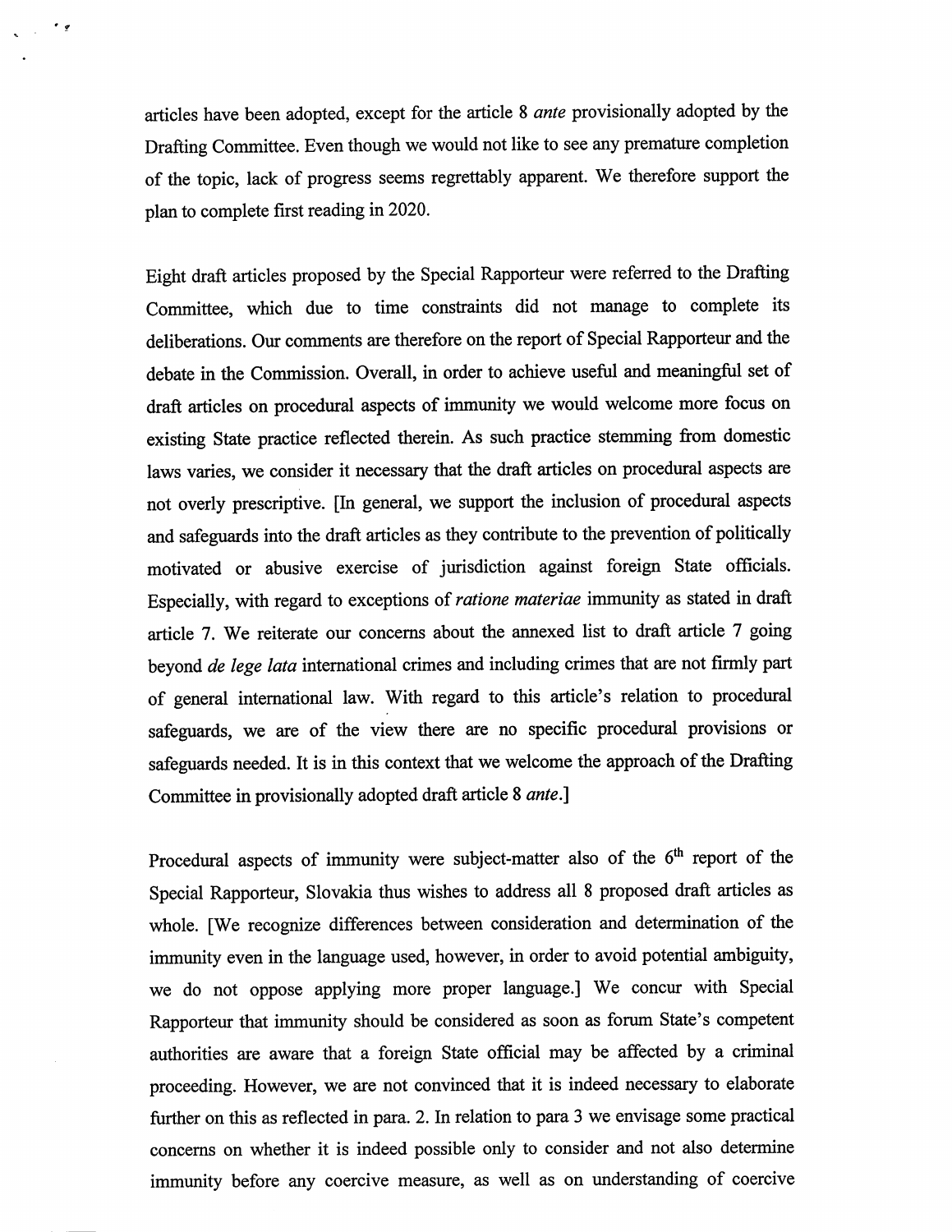articles have been adopted, except for the article 8 *ante* provisionally adopted by the Drafting Committee. Even though we would not like to see any premature completion of the topic, lack of progress seems regrettably apparent. We therefore support the plan to complete first reading in 2020.

Eight draft articles proposed by the Special Rapporteur were referred to the Drafting Committee, which due to time constraints did not manage to complete its deliberations. Our comments are therefore on the report of Special Rapporteur and the debate in the Commission. Overall, in order to achieve useful and meaningful set of draft articles on procedural aspects of immunity we would welcome more focus on existing State practice reflected therein. As such practice stemming from domestic laws varies, we consider it necessary that the draft articles on procedural aspects are not overly prescriptive. [In general, we support the inclusion of procedural aspects and safeguards into the draft articles as they contribute to the prevention of politically motivated or abusive exercise of jurisdiction against foreign State officials. Especially, with regard to exceptions of *ratione materiae* immunity as stated in draft article 7. We reiterate our concerns about the annexed list to draft article 7 going beyond *de lege lata* international crimes and including crimes that are not firmly part of general international law. With regard to this article's relation to procedural safeguards, we are of the view there are no specific procedural provisions or safeguards needed. It is in this context that we welcome the approach of the Drafting Committee in provisionally adopted draft article 8 *ante*.]

Procedural aspects of immunity were subject-matter also of the 6[th] report of the Special Rapporteur, Slovakia thus wishes to address all 8 proposed draft articles as whole. [We recognize differences between consideration and determination of the immunity even in the language used, however, in order to avoid potential ambiguity, we do not oppose applying more proper language.] We concur with Special Rapporteur that immunity should be considered as soon as forum State's competent authorities are aware that a foreign State official may be affected by a criminal proceeding. However, we are not convinced that it is indeed necessary to elaborate further on this as reflected in para. 2. In relation to para 3 we envisage some practical concerns on whether it is indeed possible only to consider and not also determine immunity before any coercive measure, as well as on understanding of coercive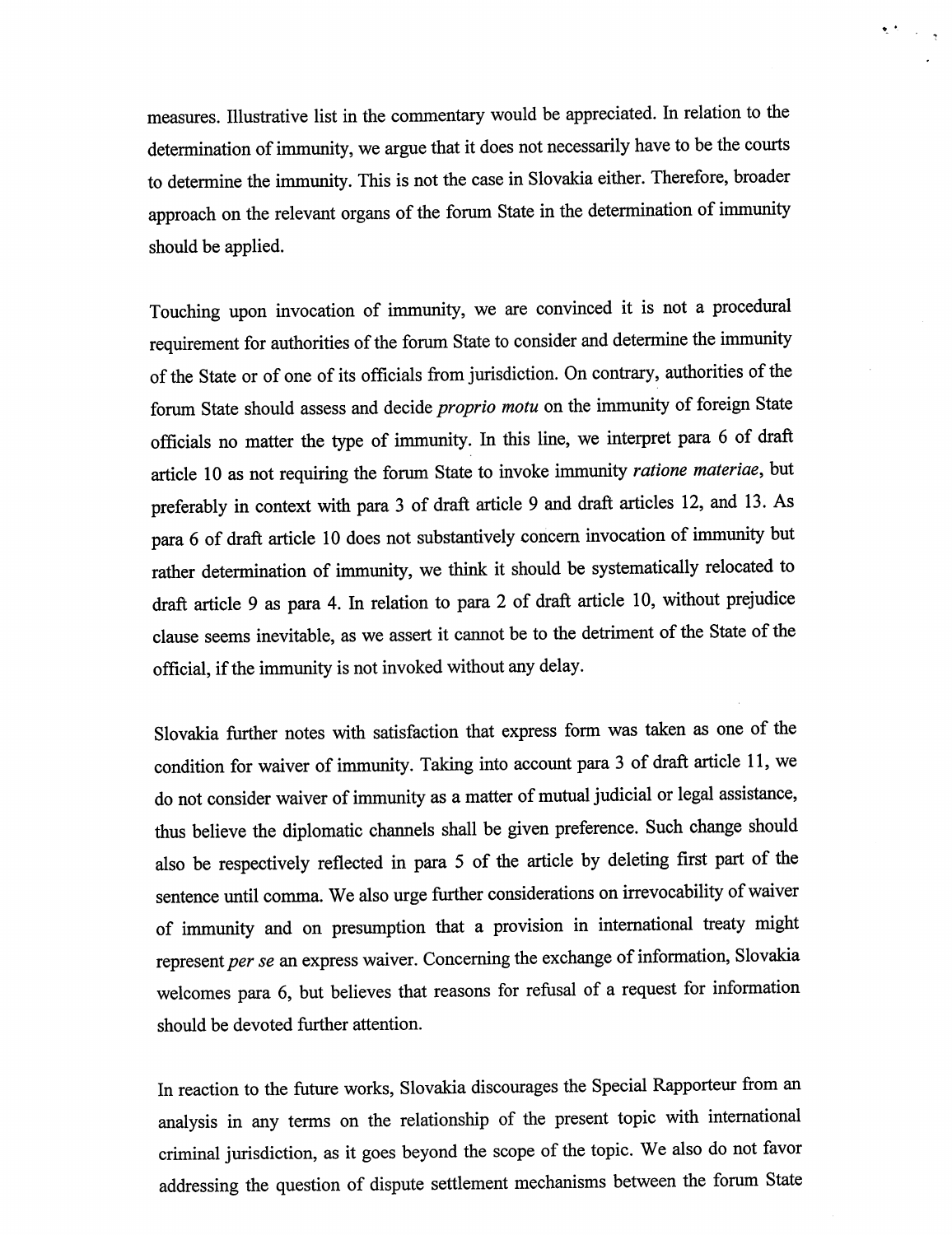measures. Illustrative list in the commentary would be appreciated. In relation to the determination of immunity, we argue that it does not necessarily have to be the courts to determine the immunity. This is not the case in Slovakia either. Therefore, broader approach on the relevant organs of the forum State in the determination of immunity should be applied.

Touching upon invocation of immunity, we are convinced it is not a procedural requirement for authorities of the forum State to consider and determine the immunity of the State or of one of its officials from jurisdiction. On contrary, authorities of the forum State should assess and decide *proprio motu* on the immunity of foreign State officials no matter the type of immunity. In this line, we interpret para 6 of draft article 10 as not requiring the forum State to invoke immunity *ratione materiae*, but preferably in context with para 3 of draft article 9 and draft articles 12, and 13. As para 6 of draft article 10 does not substantively concern invocation of immunity but rather determination of immunity, we think it should be systematically relocated to draft article 9 as para 4. In relation to para 2 of draft article 10, without prejudice clause seems inevitable, as we assert it cannot be to the detriment of the State of the official, if the immunity is not invoked without any delay.

Slovakia further notes with satisfaction that express form was taken as one of the condition for waiver of immunity. Taking into account para 3 of draft article 11, we do not consider waiver of immunity as a matter of mutual judicial or legal assistance, thus believe the diplomatic channels shall be given preference. Such change should also be respectively reflected in para 5 of the article by deleting first part of the sentence until comma. We also urge further considerations on irrevocability of waiver of immunity and on presumption that a provision in international treaty might represent *per se* an express waiver. Concerning the exchange of information, Slovakia welcomes para 6, but believes that reasons for refusal of a request for information should be devoted further attention.

In reaction to the future works, Slovakia discourages the Special Rapporteur from an analysis in any terms on the relationship of the present topic with international criminal jurisdiction, as it goes beyond the scope of the topic. We also do not favor addressing the question of dispute settlement mechanisms between the forum State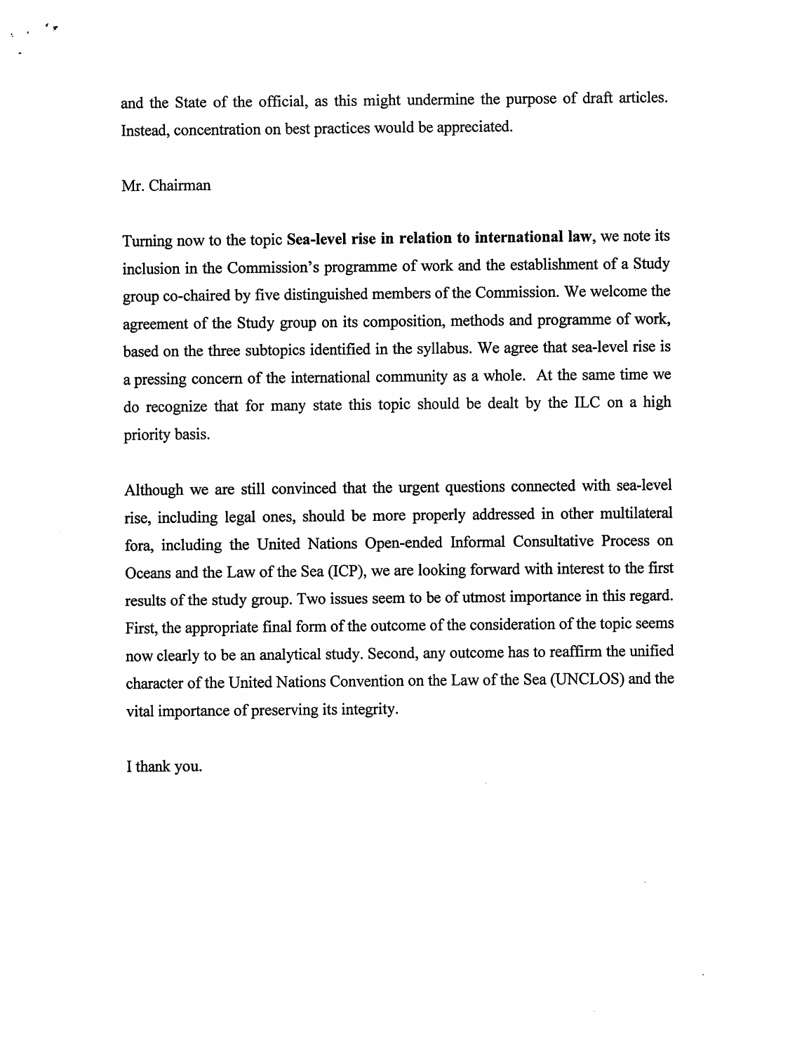and the State of the official, as this might undermine the purpose of draft articles. Instead, concentration on best practices would be appreciated.

Mr. Chairman

Turning now to the topic **Sea-level rise in relation to international law**, we note its inclusion in the Commission's programme of work and the establishment of a Study group co-chaired by five distinguished members of the Commission. We welcome the agreement of the Study group on its composition, methods and programme of work, based on the three subtopics identified in the syllabus. We agree that sea-level rise is a pressing concern of the international community as a whole. At the same time we do recognize that for many state this topic should be dealt by the ILC on a high priority basis.

Although we are still convinced that the urgent questions connected with sea-level rise, including legal ones, should be more properly addressed in other multilateral fora, including the United Nations Open-ended Informal Consultative Process on Oceans and the Law of the Sea (ICP), we are looking forward with interest to the first results of the study group. Two issues seem to be of utmost importance in this regard. First, the appropriate final form of the outcome of the consideration of the topic seems now clearly to be an analytical study. Second, any outcome has to reaffirm the unified character of the United Nations Convention on the Law of the Sea (UNCLOS) and the vital importance of preserving its integrity.

I thank you.